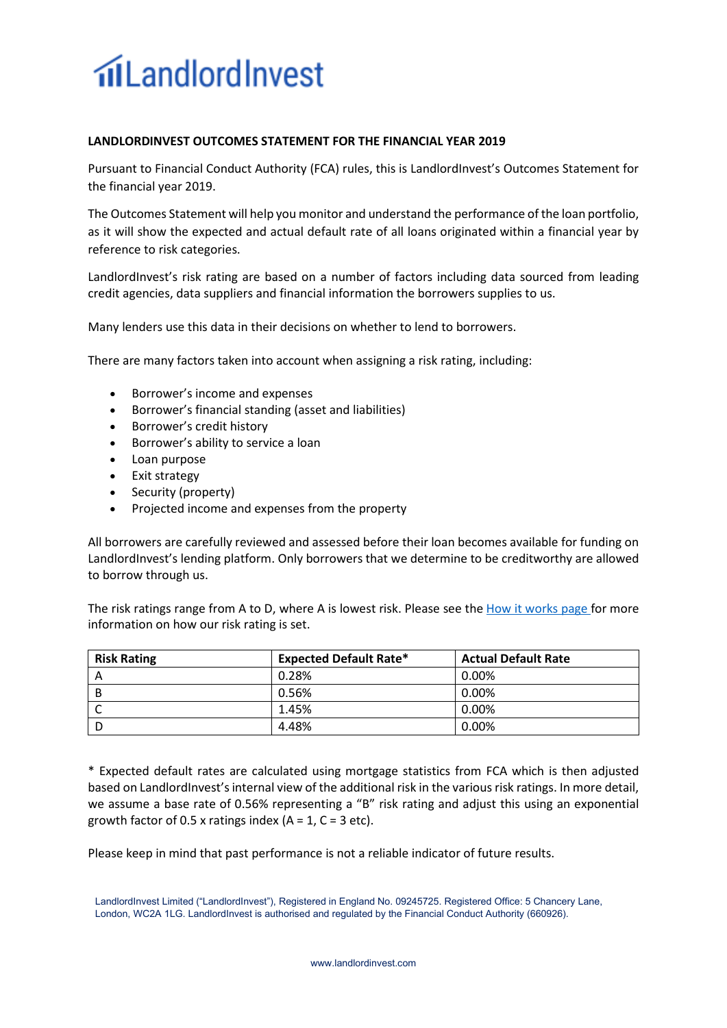# LandlordInvest

**LANDLORDINVEST OUTCOMES STATEMENT FOR THE FINANCIAL YEAR 2019**

Pursuant to Financial Conduct Authority (FCA) rules, this is LandlordInvest's Outcomes Statement for the financial year 2019.

The Outcomes Statement will help you monitor and understand the performance of the loan portfolio, as it will show the expected and actual default rate of all loans originated within a financial year by reference to risk categories.

LandlordInvest's risk rating are based on a number of factors including data sourced from leading credit agencies, data suppliers and financial information the borrowers supplies to us.

Many lenders use this data in their decisions on whether to lend to borrowers.

There are many factors taken into account when assigning a risk rating, including:

- Borrower's income and expenses
- Borrower's financial standing (asset and liabilities)
- Borrower's credit history
- Borrower's ability to service a loan
- Loan purpose
- Exit strategy
- Security (property)
- Projected income and expenses from the property

All borrowers are carefully reviewed and assessed before their loan becomes available for funding on LandlordInvest's lending platform. Only borrowers that we determine to be creditworthy are allowed to borrow through us.

The risk ratings range from A to D, where A is lowest risk. Please see the How it works page for more information on how our risk rating is set.

| Risk Rating | Expected Default Rate* | Actual Default Rate |
|---|---|---|
| A | 0.28% | 0.00% |
| B | 0.56% | 0.00% |
| C | 1.45% | 0.00% |
| D | 4.48% | 0.00% |

* Expected default rates are calculated using mortgage statistics from FCA which is then adjusted based on LandlordInvest's internal view of the additional risk in the various risk ratings. In more detail, we assume a base rate of 0.56% representing a "B" risk rating and adjust this using an exponential growth factor of 0.5 x ratings index (A = 1, C = 3 etc).

Please keep in mind that past performance is not a reliable indicator of future results.

LandlordInvest Limited ("LandlordInvest"), Registered in England No. 09245725. Registered Office: 5 Chancery Lane, London, WC2A 1LG. LandlordInvest is authorised and regulated by the Financial Conduct Authority (660926).

www.landlordinvest.com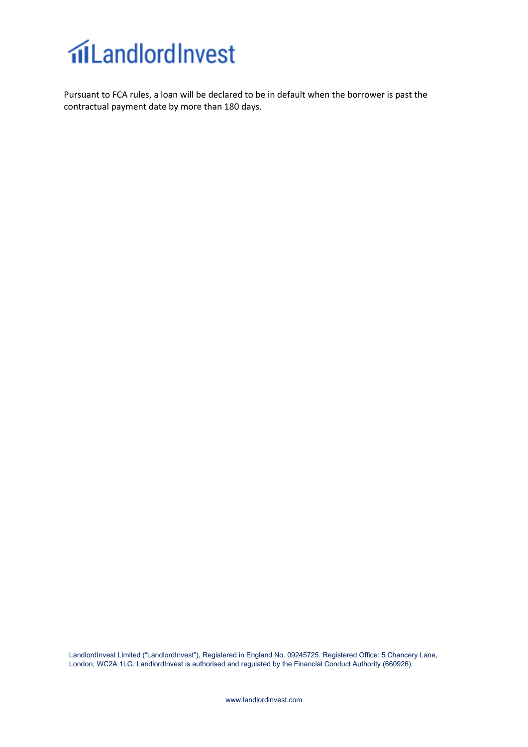Pursuant to FCA rules, a loan will be declared to be in default when the borrower is past the contractual payment date by more than 180 days.

LandlordInvest Limited ("LandlordInvest"), Registered in England No. 09245725. Registered Office: 5 Chancery Lane, London, WC2A 1LG. LandlordInvest is authorised and regulated by the Financial Conduct Authority (660926).

www.landlordinvest.com